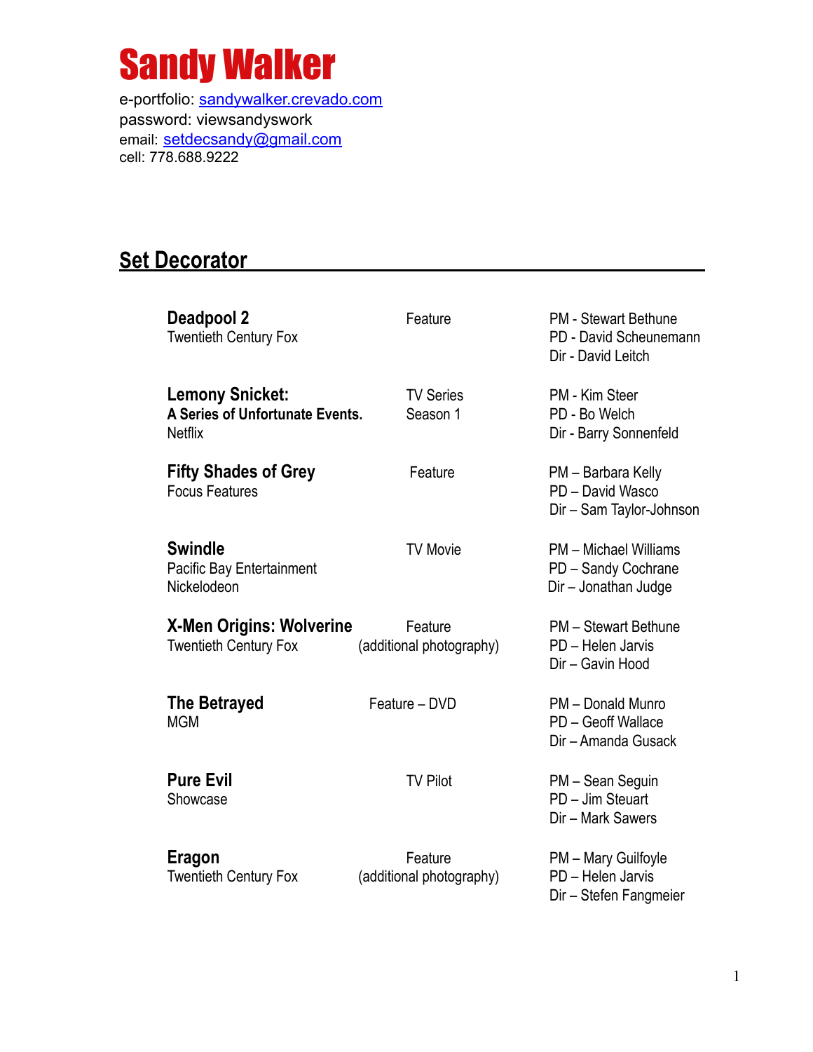# Sandy Walker

e-portfolio: sandywalker.crevado.com
password: viewsandyswork
email: setdecsandy@gmail.com
cell: 778.688.9222

## Set Decorator

| Production | Type | Credits |
|---|---|---|
| **Deadpool 2**<br>Twentieth Century Fox | Feature | PM - Stewart Bethune<br>PD - David Scheunemann<br>Dir - David Leitch |
| **Lemony Snicket:**<br>**A Series of Unfortunate Events.**<br>Netflix | TV Series<br>Season 1 | PM - Kim Steer<br>PD - Bo Welch<br>Dir - Barry Sonnenfeld |
| **Fifty Shades of Grey**<br>Focus Features | Feature | PM – Barbara Kelly<br>PD – David Wasco<br>Dir – Sam Taylor-Johnson |
| **Swindle**<br>Pacific Bay Entertainment<br>Nickelodeon | TV Movie | PM – Michael Williams<br>PD – Sandy Cochrane<br>Dir – Jonathan Judge |
| **X-Men Origins: Wolverine**<br>Twentieth Century Fox | Feature<br>(additional photography) | PM – Stewart Bethune<br>PD – Helen Jarvis<br>Dir – Gavin Hood |
| **The Betrayed**<br>MGM | Feature – DVD | PM – Donald Munro<br>PD – Geoff Wallace<br>Dir – Amanda Gusack |
| **Pure Evil**<br>Showcase | TV Pilot | PM – Sean Seguin<br>PD – Jim Steuart<br>Dir – Mark Sawers |
| **Eragon**<br>Twentieth Century Fox | Feature<br>(additional photography) | PM – Mary Guilfoyle<br>PD – Helen Jarvis<br>Dir – Stefen Fangmeier |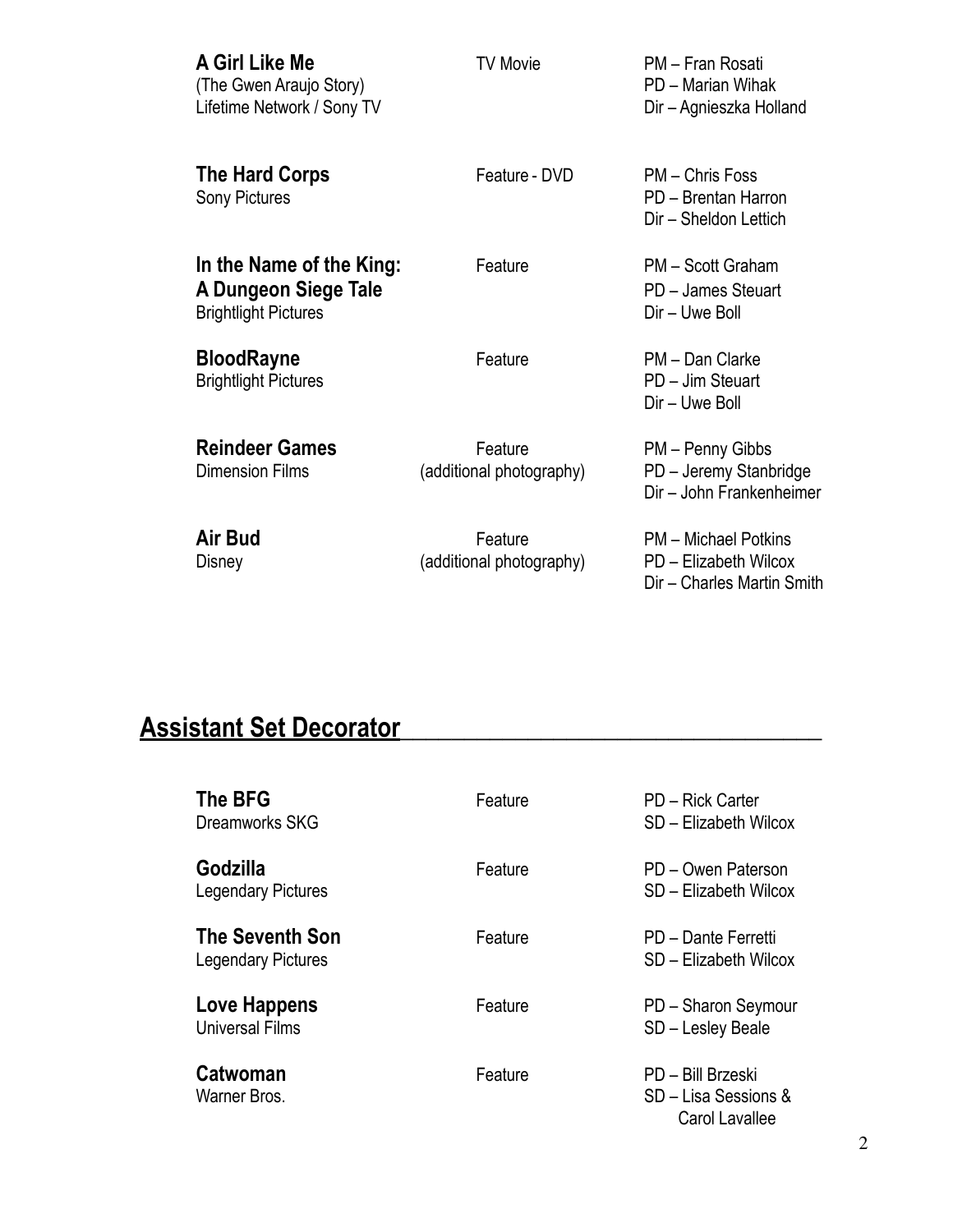| | | |
|---|---|---|
| **A Girl Like Me**<br>(The Gwen Araujo Story)<br>Lifetime Network / Sony TV | TV Movie | PM – Fran Rosati<br>PD – Marian Wihak<br>Dir – Agnieszka Holland |
| **The Hard Corps**<br>Sony Pictures | Feature - DVD | PM – Chris Foss<br>PD – Brentan Harron<br>Dir – Sheldon Lettich |
| **In the Name of the King: A Dungeon Siege Tale**<br>Brightlight Pictures | Feature | PM – Scott Graham<br>PD – James Steuart<br>Dir – Uwe Boll |
| **BloodRayne**<br>Brightlight Pictures | Feature | PM – Dan Clarke<br>PD – Jim Steuart<br>Dir – Uwe Boll |
| **Reindeer Games**<br>Dimension Films | Feature<br>(additional photography) | PM – Penny Gibbs<br>PD – Jeremy Stanbridge<br>Dir – John Frankenheimer |
| **Air Bud**<br>Disney | Feature<br>(additional photography) | PM – Michael Potkins<br>PD – Elizabeth Wilcox<br>Dir – Charles Martin Smith |

## Assistant Set Decorator

| | | |
|---|---|---|
| **The BFG**<br>Dreamworks SKG | Feature | PD – Rick Carter<br>SD – Elizabeth Wilcox |
| **Godzilla**<br>Legendary Pictures | Feature | PD – Owen Paterson<br>SD – Elizabeth Wilcox |
| **The Seventh Son**<br>Legendary Pictures | Feature | PD – Dante Ferretti<br>SD – Elizabeth Wilcox |
| **Love Happens**<br>Universal Films | Feature | PD – Sharon Seymour<br>SD – Lesley Beale |
| **Catwoman**<br>Warner Bros. | Feature | PD – Bill Brzeski<br>SD – Lisa Sessions & Carol Lavallee |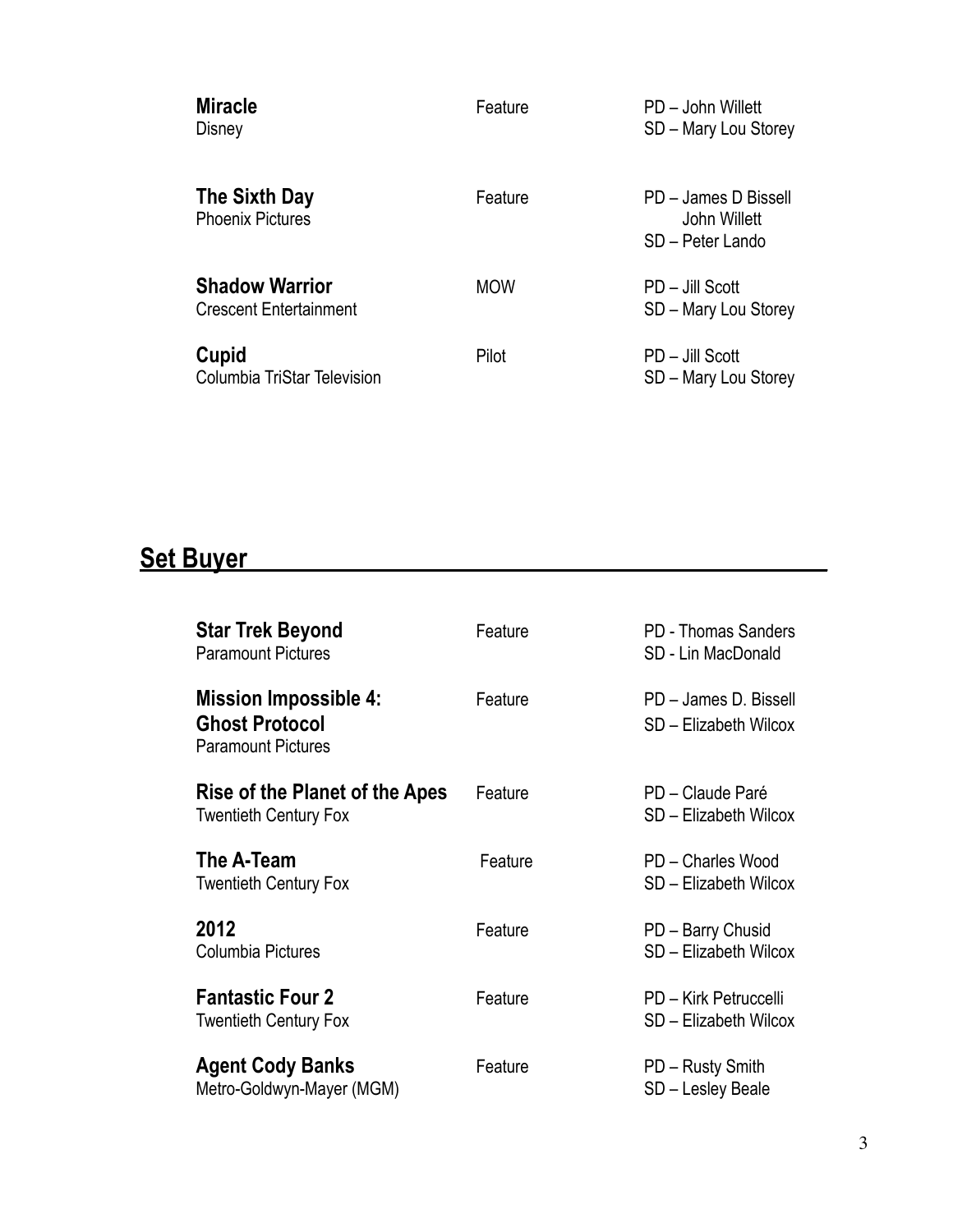| | | |
|---|---|---|
| **Miracle**<br>Disney | Feature | PD – John Willett<br>SD – Mary Lou Storey |
| **The Sixth Day**<br>Phoenix Pictures | Feature | PD – James D Bissell<br>John Willett<br>SD – Peter Lando |
| **Shadow Warrior**<br>Crescent Entertainment | MOW | PD – Jill Scott<br>SD – Mary Lou Storey |
| **Cupid**<br>Columbia TriStar Television | Pilot | PD – Jill Scott<br>SD – Mary Lou Storey |

## Set Buyer

| | | |
|---|---|---|
| **Star Trek Beyond**<br>Paramount Pictures | Feature | PD - Thomas Sanders<br>SD - Lin MacDonald |
| **Mission Impossible 4: Ghost Protocol**<br>Paramount Pictures | Feature | PD – James D. Bissell<br>SD – Elizabeth Wilcox |
| **Rise of the Planet of the Apes**<br>Twentieth Century Fox | Feature | PD – Claude Paré<br>SD – Elizabeth Wilcox |
| **The A-Team**<br>Twentieth Century Fox | Feature | PD – Charles Wood<br>SD – Elizabeth Wilcox |
| **2012**<br>Columbia Pictures | Feature | PD – Barry Chusid<br>SD – Elizabeth Wilcox |
| **Fantastic Four 2**<br>Twentieth Century Fox | Feature | PD – Kirk Petruccelli<br>SD – Elizabeth Wilcox |
| **Agent Cody Banks**<br>Metro-Goldwyn-Mayer (MGM) | Feature | PD – Rusty Smith<br>SD – Lesley Beale |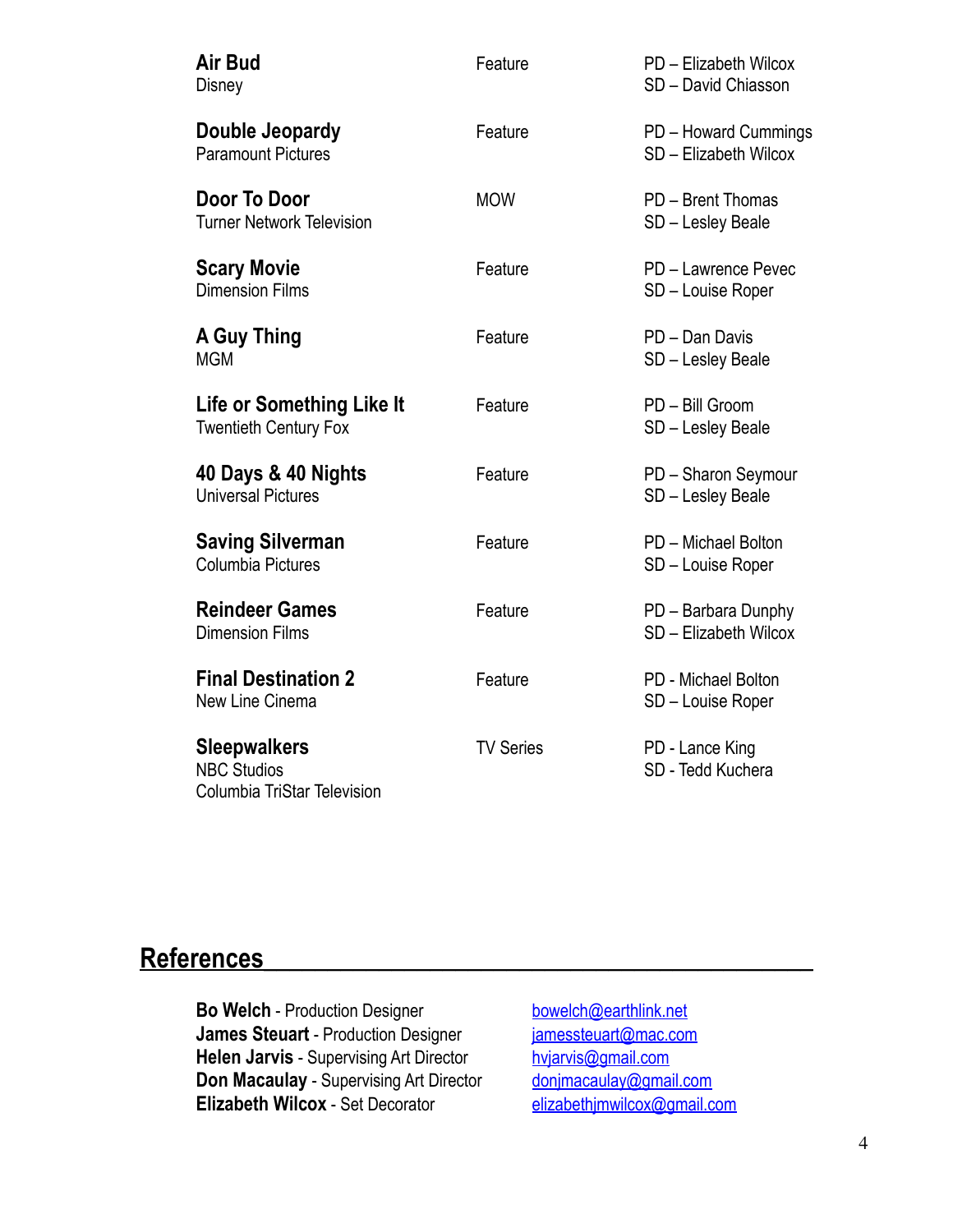| | | |
|---|---|---|
| **Air Bud**<br>Disney | Feature | PD – Elizabeth Wilcox<br>SD – David Chiasson |
| **Double Jeopardy**<br>Paramount Pictures | Feature | PD – Howard Cummings<br>SD – Elizabeth Wilcox |
| **Door To Door**<br>Turner Network Television | MOW | PD – Brent Thomas<br>SD – Lesley Beale |
| **Scary Movie**<br>Dimension Films | Feature | PD – Lawrence Pevec<br>SD – Louise Roper |
| **A Guy Thing**<br>MGM | Feature | PD – Dan Davis<br>SD – Lesley Beale |
| **Life or Something Like It**<br>Twentieth Century Fox | Feature | PD – Bill Groom<br>SD – Lesley Beale |
| **40 Days & 40 Nights**<br>Universal Pictures | Feature | PD – Sharon Seymour<br>SD – Lesley Beale |
| **Saving Silverman**<br>Columbia Pictures | Feature | PD – Michael Bolton<br>SD – Louise Roper |
| **Reindeer Games**<br>Dimension Films | Feature | PD – Barbara Dunphy<br>SD – Elizabeth Wilcox |
| **Final Destination 2**<br>New Line Cinema | Feature | PD - Michael Bolton<br>SD – Louise Roper |
| **Sleepwalkers**<br>NBC Studios<br>Columbia TriStar Television | TV Series | PD - Lance King<br>SD - Tedd Kuchera |

## References

**Bo Welch** - Production Designer — bowelch@earthlink.net
**James Steuart** - Production Designer — jamessteuart@mac.com
**Helen Jarvis** - Supervising Art Director — hvjarvis@gmail.com
**Don Macaulay** - Supervising Art Director — donjmacaulay@gmail.com
**Elizabeth Wilcox** - Set Decorator — elizabethjmwilcox@gmail.com